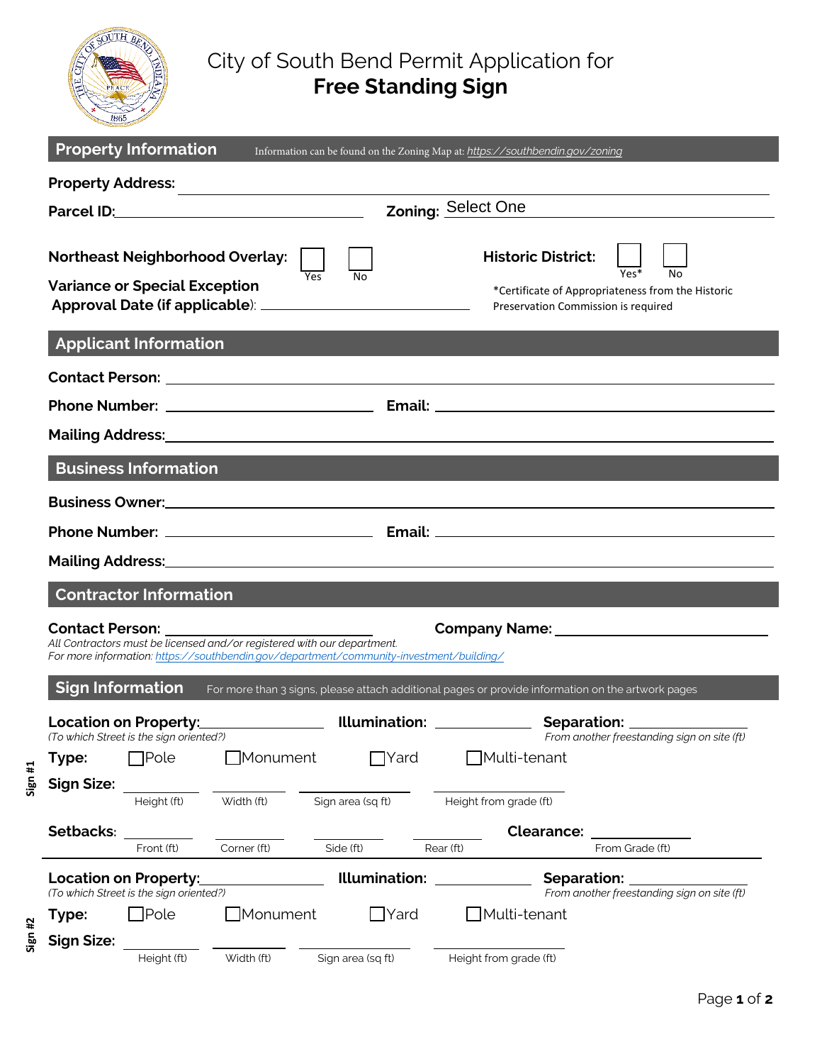# City of South Bend Permit Application for **Free Standing Sign**

## Property Information

Information can be found on the Zoning Map at: *https://southbendin.gov/zoning*

**Property Address:** ______________________________

**Parcel ID:** ______________________ **Zoning:** Select One

**Northeast Neighborhood Overlay:** ☐ Yes ☐ No

**Historic District:** ☐ Yes* ☐ No

*Certificate of Appropriateness from the Historic Preservation Commission is required

**Variance or Special Exception Approval Date (if applicable):** ______________________

## Applicant Information

**Contact Person:** ______________________________

**Phone Number:** ______________________ **Email:** ______________________

**Mailing Address:** ______________________________

## Business Information

**Business Owner:** ______________________________

**Phone Number:** ______________________ **Email:** ______________________

**Mailing Address:** ______________________________

## Contractor Information

**Contact Person:** ______________________ **Company Name:** ______________________

*All Contractors must be licensed and/or registered with our department.*
*For more information: https://southbendin.gov/department/community-investment/building/*

## Sign Information

For more than 3 signs, please attach additional pages or provide information on the artwork pages

### Sign #1

**Location on Property:** ______________ *(To which Street is the sign oriented?)* **Illumination:** ______________ **Separation:** ______________ *From another freestanding sign on site (ft)*

**Type:** ☐ Pole ☐ Monument ☐ Yard ☐ Multi-tenant

**Sign Size:** ________ Height (ft) ________ Width (ft) ________ Sign area (sq ft) ________ Height from grade (ft)

**Setbacks:** ________ Front (ft) ________ Corner (ft) ________ Side (ft) ________ Rear (ft) **Clearance:** ________ From Grade (ft)

### Sign #2

**Location on Property:** ______________ *(To which Street is the sign oriented?)* **Illumination:** ______________ **Separation:** ______________ *From another freestanding sign on site (ft)*

**Type:** ☐ Pole ☐ Monument ☐ Yard ☐ Multi-tenant

**Sign Size:** ________ Height (ft) ________ Width (ft) ________ Sign area (sq ft) ________ Height from grade (ft)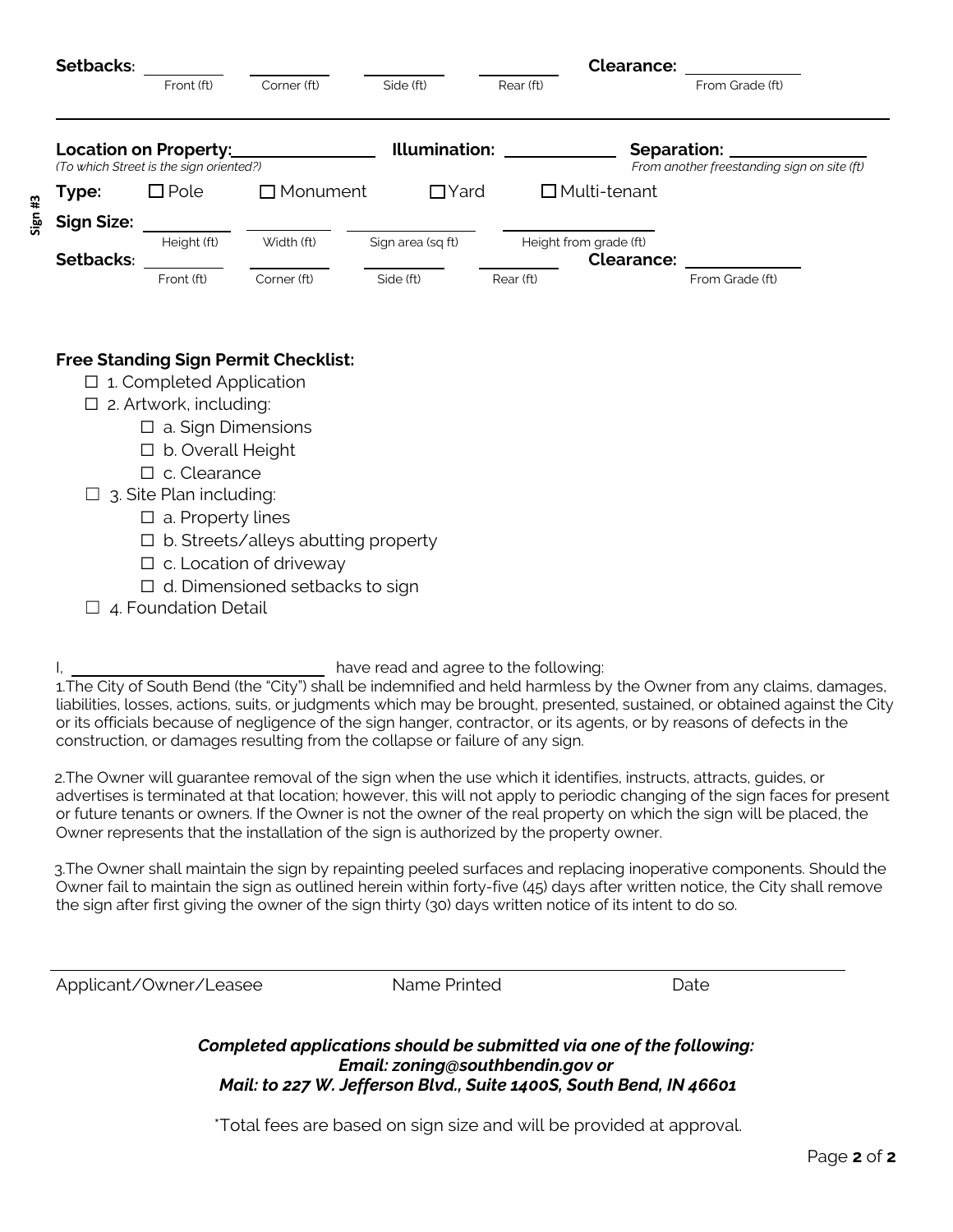**Setbacks**: ______ Front (ft) ______ Corner (ft) ______ Side (ft) ______ Rear (ft) **Clearance:** ______ From Grade (ft)

---

Sign #3

**Location on Property:** ______
*(To which Street is the sign oriented?)*

**Illumination:** ______

**Separation:** ______
*From another freestanding sign on site (ft)*

**Type:** ☐ Pole ☐ Monument ☐ Yard ☐ Multi-tenant

**Sign Size:** ______ Height (ft) ______ Width (ft) ______ Sign area (sq ft) ______ Height from grade (ft)

**Setbacks**: ______ Front (ft) ______ Corner (ft) ______ Side (ft) ______ Rear (ft) **Clearance:** ______ From Grade (ft)

**Free Standing Sign Permit Checklist:**

- ☐ 1. Completed Application
- ☐ 2. Artwork, including:
  - ☐ a. Sign Dimensions
  - ☐ b. Overall Height
  - ☐ c. Clearance
- ☐ 3. Site Plan including:
  - ☐ a. Property lines
  - ☐ b. Streets/alleys abutting property
  - ☐ c. Location of driveway
  - ☐ d. Dimensioned setbacks to sign
- ☐ 4. Foundation Detail

I, ______________________ have read and agree to the following:

1.The City of South Bend (the "City") shall be indemnified and held harmless by the Owner from any claims, damages, liabilities, losses, actions, suits, or judgments which may be brought, presented, sustained, or obtained against the City or its officials because of negligence of the sign hanger, contractor, or its agents, or by reasons of defects in the construction, or damages resulting from the collapse or failure of any sign.

2.The Owner will guarantee removal of the sign when the use which it identifies, instructs, attracts, guides, or advertises is terminated at that location; however, this will not apply to periodic changing of the sign faces for present or future tenants or owners. If the Owner is not the owner of the real property on which the sign will be placed, the Owner represents that the installation of the sign is authorized by the property owner.

3.The Owner shall maintain the sign by repainting peeled surfaces and replacing inoperative components. Should the Owner fail to maintain the sign as outlined herein within forty-five (45) days after written notice, the City shall remove the sign after first giving the owner of the sign thirty (30) days written notice of its intent to do so.

______________________________________________

Applicant/Owner/Leasee  Name Printed  Date

***Completed applications should be submitted via one of the following:***
***Email: zoning@southbendin.gov or***
***Mail: to 227 W. Jefferson Blvd., Suite 1400S, South Bend, IN 46601***

*Total fees are based on sign size and will be provided at approval.